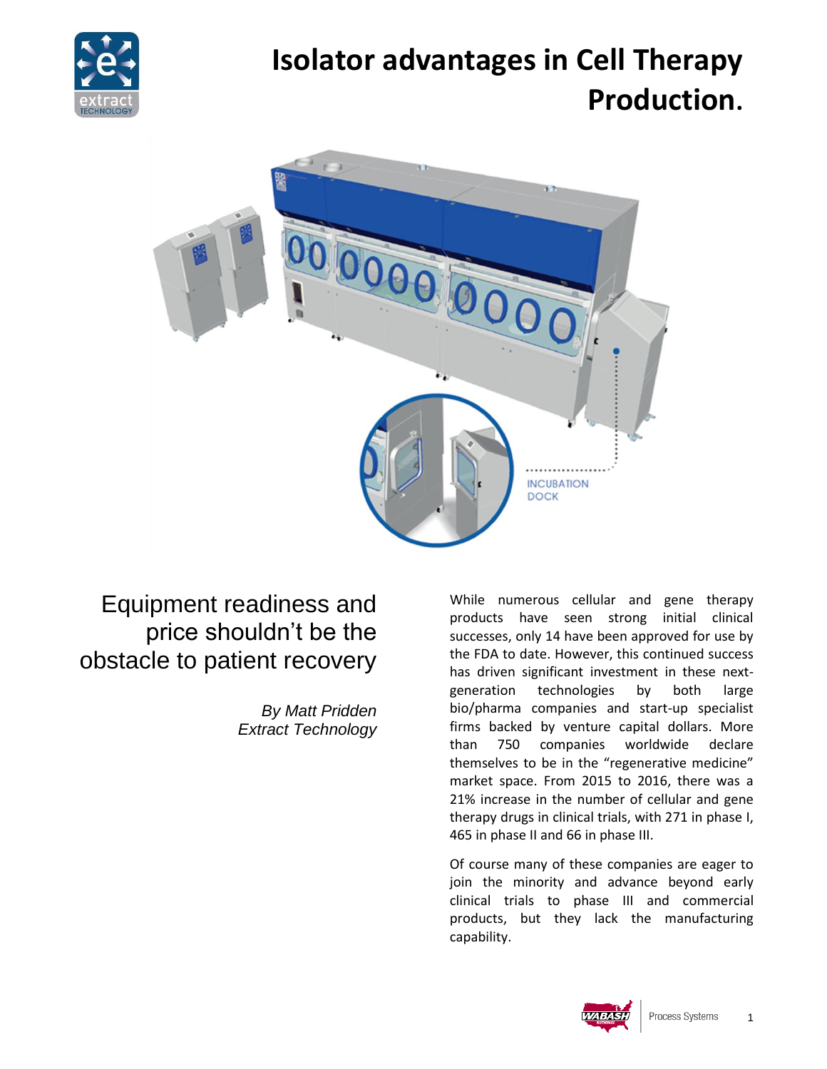# Isolator advantages in Cell Therapy Production.

## Equipment readiness and price shouldn't be the obstacle to patient recovery

*By Matt Pridden*
*Extract Technology*

While numerous cellular and gene therapy products have seen strong initial clinical successes, only 14 have been approved for use by the FDA to date. However, this continued success has driven significant investment in these next-generation technologies by both large bio/pharma companies and start-up specialist firms backed by venture capital dollars. More than 750 companies worldwide declare themselves to be in the "regenerative medicine" market space. From 2015 to 2016, there was a 21% increase in the number of cellular and gene therapy drugs in clinical trials, with 271 in phase I, 465 in phase II and 66 in phase III.

Of course many of these companies are eager to join the minority and advance beyond early clinical trials to phase III and commercial products, but they lack the manufacturing capability.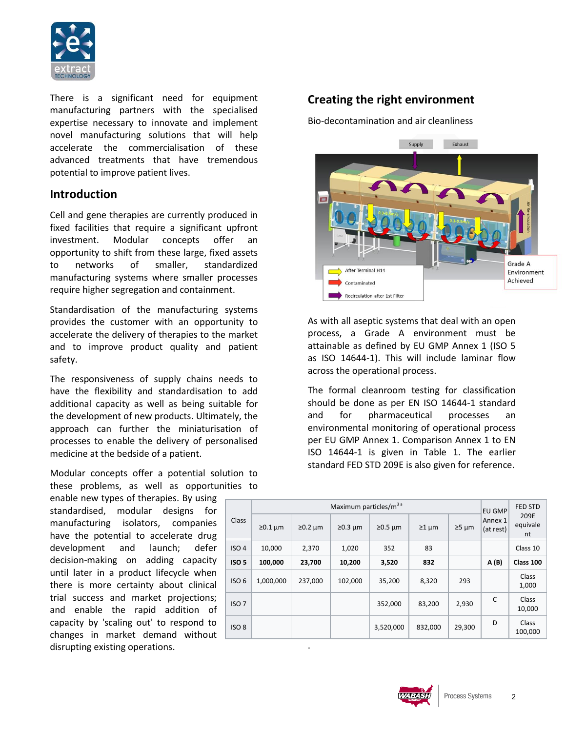There is a significant need for equipment manufacturing partners with the specialised expertise necessary to innovate and implement novel manufacturing solutions that will help accelerate the commercialisation of these advanced treatments that have tremendous potential to improve patient lives.

## Introduction

Cell and gene therapies are currently produced in fixed facilities that require a significant upfront investment. Modular concepts offer an opportunity to shift from these large, fixed assets to networks of smaller, standardized manufacturing systems where smaller processes require higher segregation and containment.

Standardisation of the manufacturing systems provides the customer with an opportunity to accelerate the delivery of therapies to the market and to improve product quality and patient safety.

The responsiveness of supply chains needs to have the flexibility and standardisation to add additional capacity as well as being suitable for the development of new products. Ultimately, the approach can further the miniaturisation of processes to enable the delivery of personalised medicine at the bedside of a patient.

Modular concepts offer a potential solution to these problems, as well as opportunities to enable new types of therapies. By using standardised, modular designs for manufacturing isolators, companies have the potential to accelerate drug development and launch; defer decision-making on adding capacity until later in a product lifecycle when there is more certainty about clinical trial success and market projections; and enable the rapid addition of capacity by 'scaling out' to respond to changes in market demand without disrupting existing operations.

## Creating the right environment

Bio-decontamination and air cleanliness

As with all aseptic systems that deal with an open process, a Grade A environment must be attainable as defined by EU GMP Annex 1 (ISO 5 as ISO 14644-1). This will include laminar flow across the operational process.

The formal cleanroom testing for classification should be done as per EN ISO 14644-1 standard and for pharmaceutical processes an environmental monitoring of operational process per EU GMP Annex 1. Comparison Annex 1 to EN ISO 14644-1 is given in Table 1. The earlier standard FED STD 209E is also given for reference.

| Class | Maximum particles/m$^{3}$ [a] | | | | | | EU GMP Annex 1 (at rest) | FED STD 209E equivalent |
|---|---|---|---|---|---|---|---|---|
| | ≥0.1 µm | ≥0.2 µm | ≥0.3 µm | ≥0.5 µm | ≥1 µm | ≥5 µm | | |
| ISO 4 | 10,000 | 2,370 | 1,020 | 352 | 83 | | | Class 10 |
| **ISO 5** | **100,000** | **23,700** | **10,200** | **3,520** | **832** | | **A (B)** | **Class 100** |
| ISO 6 | 1,000,000 | 237,000 | 102,000 | 35,200 | 8,320 | 293 | | Class 1,000 |
| ISO 7 | | | | 352,000 | 83,200 | 2,930 | C | Class 10,000 |
| ISO 8 | | | | 3,520,000 | 832,000 | 29,300 | D | Class 100,000 |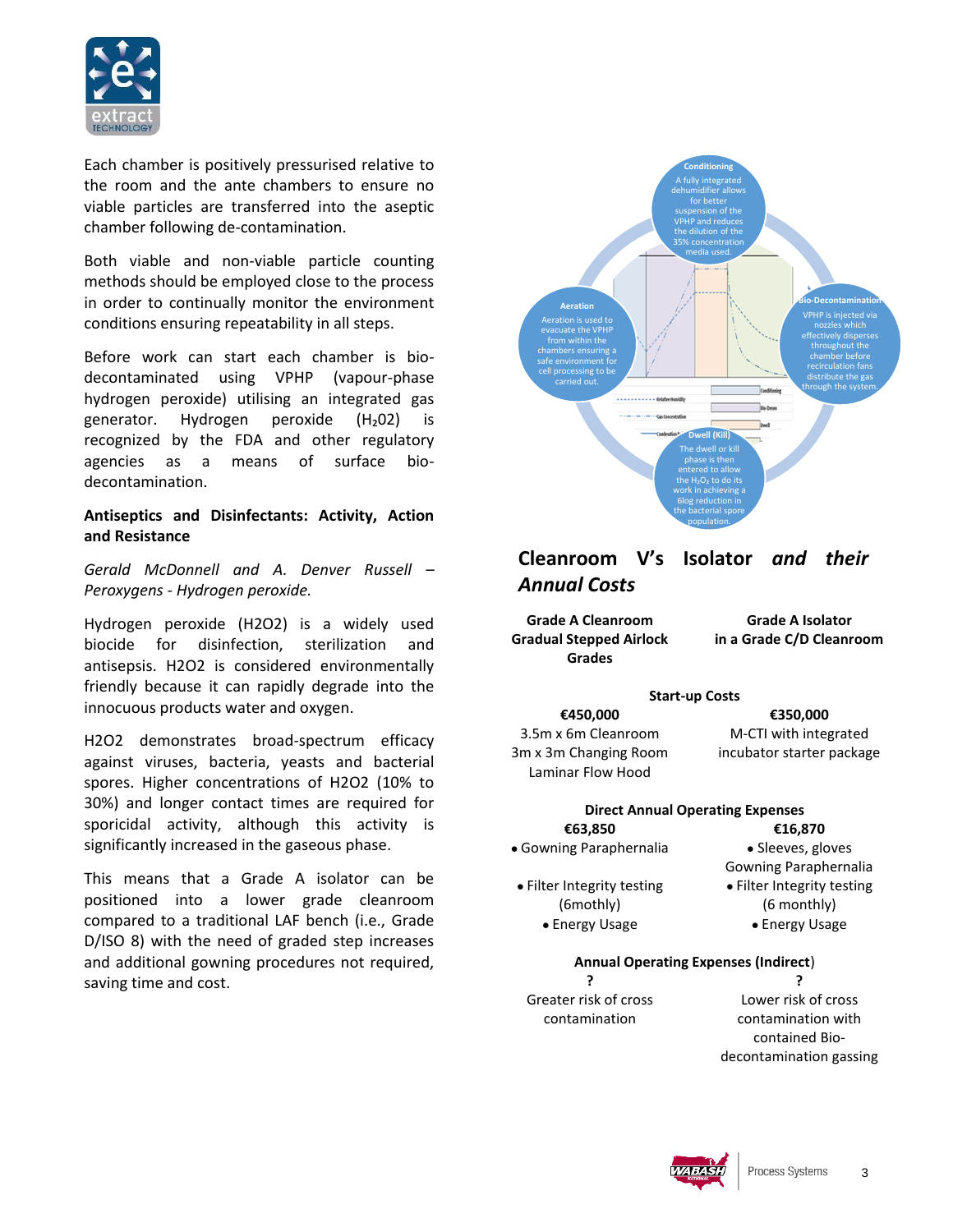Each chamber is positively pressurised relative to the room and the ante chambers to ensure no viable particles are transferred into the aseptic chamber following de-contamination.

Both viable and non-viable particle counting methods should be employed close to the process in order to continually monitor the environment conditions ensuring repeatability in all steps.

Before work can start each chamber is bio-decontaminated using VPHP (vapour-phase hydrogen peroxide) utilising an integrated gas generator. Hydrogen peroxide ($H_2O_2$) is recognized by the FDA and other regulatory agencies as a means of surface bio-decontamination.

**Antiseptics and Disinfectants: Activity, Action and Resistance**

*Gerald McDonnell and A. Denver Russell – Peroxygens - Hydrogen peroxide.*

Hydrogen peroxide (H2O2) is a widely used biocide for disinfection, sterilization and antisepsis. H2O2 is considered environmentally friendly because it can rapidly degrade into the innocuous products water and oxygen.

H2O2 demonstrates broad-spectrum efficacy against viruses, bacteria, yeasts and bacterial spores. Higher concentrations of H2O2 (10% to 30%) and longer contact times are required for sporicidal activity, although this activity is significantly increased in the gaseous phase.

This means that a Grade A isolator can be positioned into a lower grade cleanroom compared to a traditional LAF bench (i.e., Grade D/ISO 8) with the need of graded step increases and additional gowning procedures not required, saving time and cost.

**Conditioning**
A fully integrated dehumidifier allows for better suspension of the VPHP and reduces the dilution of the 35% concentration media used.

**Bio-Decontamination**
VPHP is injected via nozzles which effectively disperses throughout the chamber before recirculation fans distribute the gas through the system.

**Dwell (Kill)**
The dwell or kill phase is then entered to allow the $H_2O_2$ to do its work in achieving a 6log reduction in the bacterial spore population.

**Aeration**
Aeration is used to evacuate the VPHP from within the chambers ensuring a safe environment for cell processing to be carried out.

## Cleanroom V's Isolator *and their Annual Costs*

| Grade A Cleanroom Gradual Stepped Airlock Grades | Grade A Isolator in a Grade C/D Cleanroom |
|---|---|
| **Start-up Costs** | |
| **€450,000** | **€350,000** |
| 3.5m x 6m Cleanroom<br>3m x 3m Changing Room<br>Laminar Flow Hood | M-CTI with integrated incubator starter package |
| **Direct Annual Operating Expenses** | |
| **€63,850** | **€16,870** |
| • Gowning Paraphernalia<br>• Filter Integrity testing (6mothly)<br>• Energy Usage | • Sleeves, gloves Gowning Paraphernalia<br>• Filter Integrity testing (6 monthly)<br>• Energy Usage |
| **Annual Operating Expenses (Indirect)** | |
| **?** | **?** |
| Greater risk of cross contamination | Lower risk of cross contamination with contained Bio-decontamination gassing |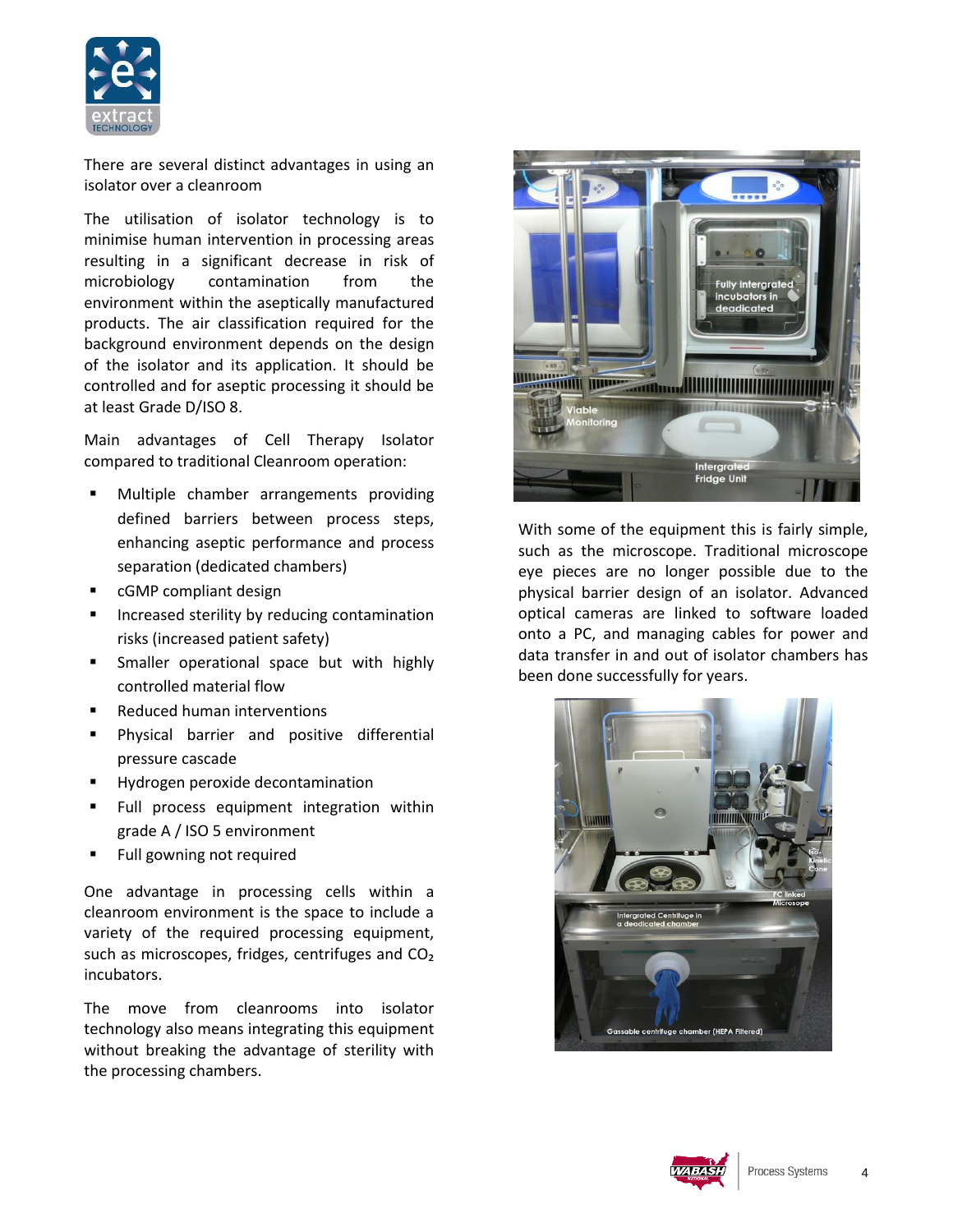There are several distinct advantages in using an isolator over a cleanroom

The utilisation of isolator technology is to minimise human intervention in processing areas resulting in a significant decrease in risk of microbiology contamination from the environment within the aseptically manufactured products. The air classification required for the background environment depends on the design of the isolator and its application. It should be controlled and for aseptic processing it should be at least Grade D/ISO 8.

Main advantages of Cell Therapy Isolator compared to traditional Cleanroom operation:

- Multiple chamber arrangements providing defined barriers between process steps, enhancing aseptic performance and process separation (dedicated chambers)
- cGMP compliant design
- Increased sterility by reducing contamination risks (increased patient safety)
- Smaller operational space but with highly controlled material flow
- Reduced human interventions
- Physical barrier and positive differential pressure cascade
- Hydrogen peroxide decontamination
- Full process equipment integration within grade A / ISO 5 environment
- Full gowning not required

One advantage in processing cells within a cleanroom environment is the space to include a variety of the required processing equipment, such as microscopes, fridges, centrifuges and $CO_2$ incubators.

The move from cleanrooms into isolator technology also means integrating this equipment without breaking the advantage of sterility with the processing chambers.

With some of the equipment this is fairly simple, such as the microscope. Traditional microscope eye pieces are no longer possible due to the physical barrier design of an isolator. Advanced optical cameras are linked to software loaded onto a PC, and managing cables for power and data transfer in and out of isolator chambers has been done successfully for years.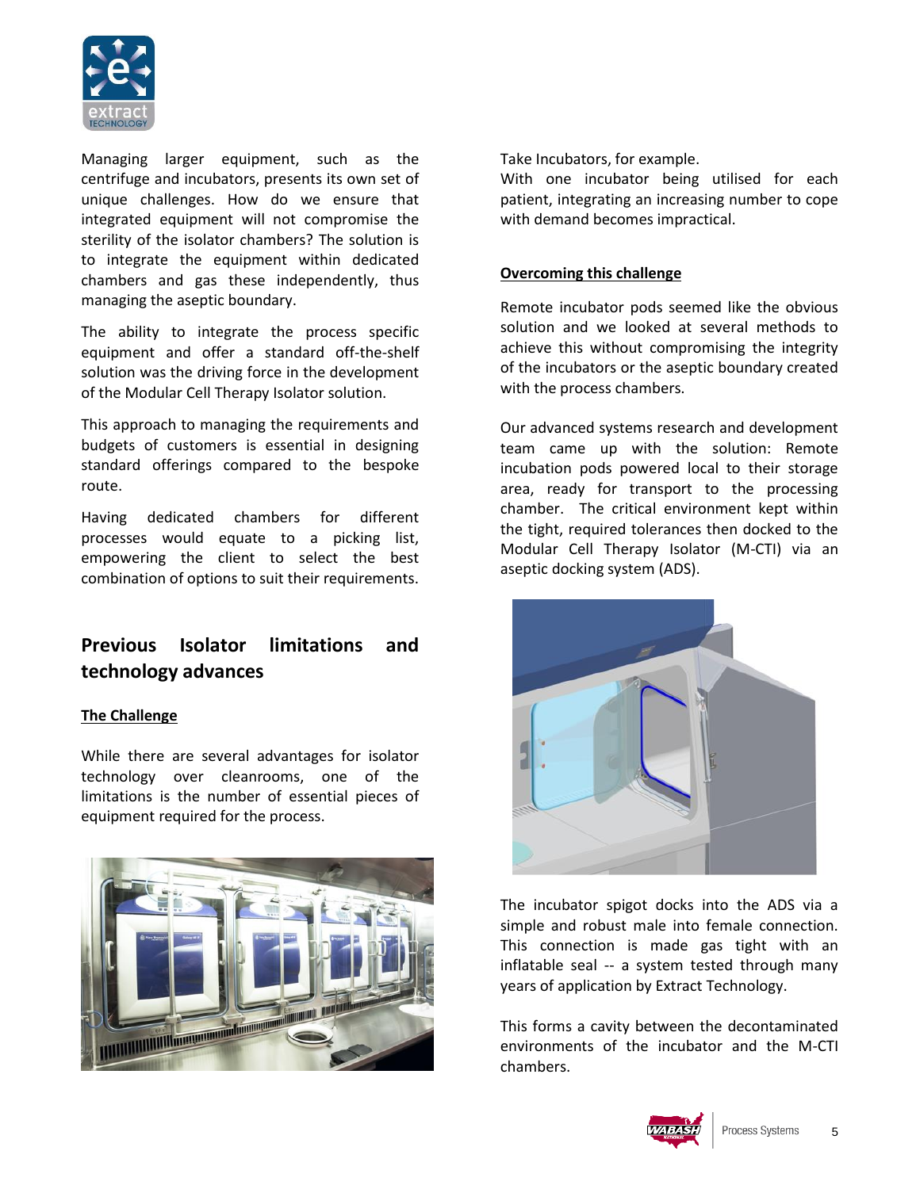Managing larger equipment, such as the centrifuge and incubators, presents its own set of unique challenges. How do we ensure that integrated equipment will not compromise the sterility of the isolator chambers? The solution is to integrate the equipment within dedicated chambers and gas these independently, thus managing the aseptic boundary.

The ability to integrate the process specific equipment and offer a standard off-the-shelf solution was the driving force in the development of the Modular Cell Therapy Isolator solution.

This approach to managing the requirements and budgets of customers is essential in designing standard offerings compared to the bespoke route.

Having dedicated chambers for different processes would equate to a picking list, empowering the client to select the best combination of options to suit their requirements.

## Previous Isolator limitations and technology advances

**The Challenge**

While there are several advantages for isolator technology over cleanrooms, one of the limitations is the number of essential pieces of equipment required for the process.

Take Incubators, for example.
With one incubator being utilised for each patient, integrating an increasing number to cope with demand becomes impractical.

**Overcoming this challenge**

Remote incubator pods seemed like the obvious solution and we looked at several methods to achieve this without compromising the integrity of the incubators or the aseptic boundary created with the process chambers.

Our advanced systems research and development team came up with the solution: Remote incubation pods powered local to their storage area, ready for transport to the processing chamber. The critical environment kept within the tight, required tolerances then docked to the Modular Cell Therapy Isolator (M-CTI) via an aseptic docking system (ADS).

The incubator spigot docks into the ADS via a simple and robust male into female connection. This connection is made gas tight with an inflatable seal -- a system tested through many years of application by Extract Technology.

This forms a cavity between the decontaminated environments of the incubator and the M-CTI chambers.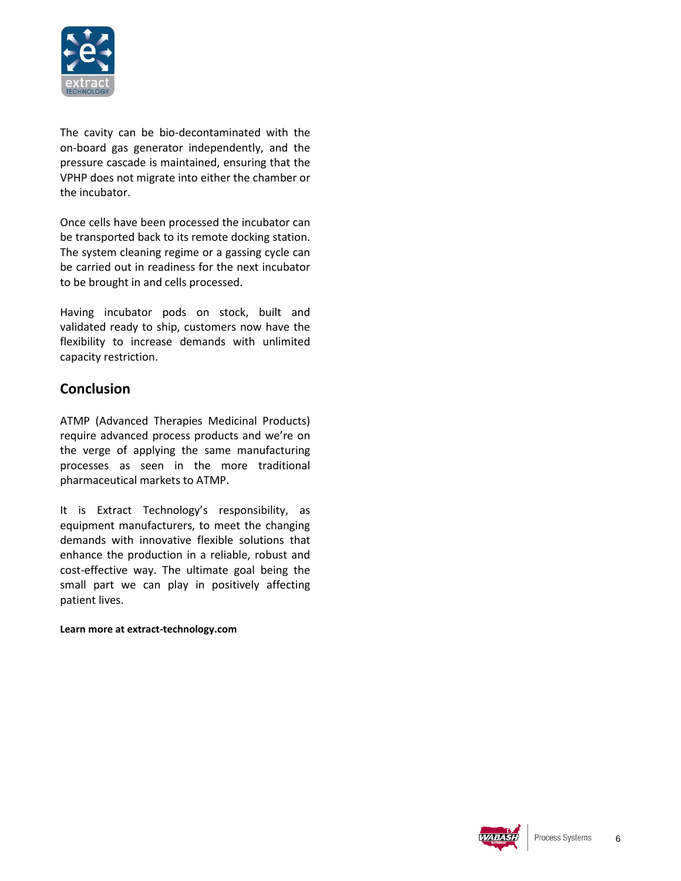The cavity can be bio-decontaminated with the on-board gas generator independently, and the pressure cascade is maintained, ensuring that the VPHP does not migrate into either the chamber or the incubator.

Once cells have been processed the incubator can be transported back to its remote docking station. The system cleaning regime or a gassing cycle can be carried out in readiness for the next incubator to be brought in and cells processed.

Having incubator pods on stock, built and validated ready to ship, customers now have the flexibility to increase demands with unlimited capacity restriction.

## Conclusion

ATMP (Advanced Therapies Medicinal Products) require advanced process products and we're on the verge of applying the same manufacturing processes as seen in the more traditional pharmaceutical markets to ATMP.

It is Extract Technology's responsibility, as equipment manufacturers, to meet the changing demands with innovative flexible solutions that enhance the production in a reliable, robust and cost-effective way. The ultimate goal being the small part we can play in positively affecting patient lives.

**Learn more at extract-technology.com**